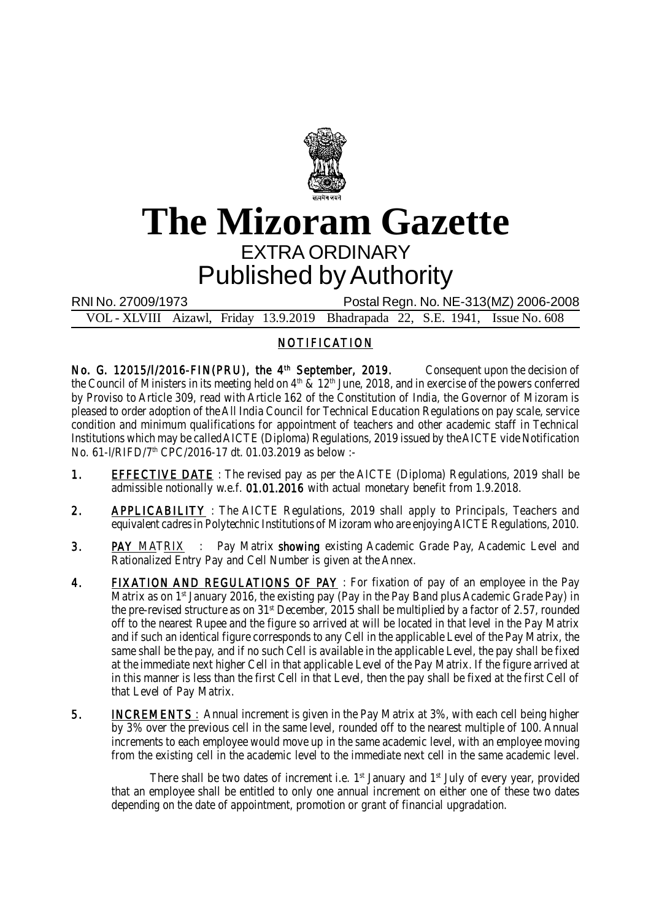# The Mizoram Gazette

## EXTRA ORDINARY

## Published by Authority

RNI No. 27009/1973 Postal Regn. No. NE-313(MZ) 2006-2008

VOL - XLVIII Aizawl, Friday 13.9.2019 Bhadrapada 22, S.E. 1941, Issue No. 608

## NOTIFICATION

**No. G. 12015/l/2016-FIN(PRU), the 4th September, 2019.** Consequent upon the decision of the Council of Ministers in its meeting held on 4th & 12th June, 2018, and in exercise of the powers conferred by Proviso to Article 309, read with Article 162 of the Constitution of India, the Governor of Mizoram is pleased to order adoption of the All India Council for Technical Education Regulations on pay scale, service condition and minimum qualifications for appointment of teachers and other academic staff in Technical Institutions which may be called AICTE (Diploma) Regulations, 2019 issued by the AICTE vide Notification No. 61-l/RIFD/7th CPC/2016-17 dt. 01.03.2019 as below :-

1. **EFFECTIVE DATE** : The revised pay as per the AICTE (Diploma) Regulations, 2019 shall be admissible notionally w.e.f. **01.01.2016** with actual monetary benefit from 1.9.2018.

2. **APPLICABILITY** : The AICTE Regulations, 2019 shall apply to Principals, Teachers and equivalent cadres in Polytechnic Institutions of Mizoram who are enjoying AICTE Regulations, 2010.

3. **PAY MATRIX** : Pay Matrix **showing** existing Academic Grade Pay, Academic Level and Rationalized Entry Pay and Cell Number is given at the Annex.

4. **FIXATION AND REGULATIONS OF PAY** : For fixation of pay of an employee in the Pay Matrix as on 1st January 2016, the existing pay (Pay in the Pay Band plus Academic Grade Pay) in the pre-revised structure as on 31st December, 2015 shall be multiplied by a factor of 2.57, rounded off to the nearest Rupee and the figure so arrived at will be located in that level in the Pay Matrix and if such an identical figure corresponds to any Cell in the applicable Level of the Pay Matrix, the same shall be the pay, and if no such Cell is available in the applicable Level, the pay shall be fixed at the immediate next higher Cell in that applicable Level of the Pay Matrix. If the figure arrived at in this manner is less than the first Cell in that Level, then the pay shall be fixed at the first Cell of that Level of Pay Matrix.

5. **INCREMENTS** : Annual increment is given in the Pay Matrix at 3%, with each cell being higher by 3% over the previous cell in the same level, rounded off to the nearest multiple of 100. Annual increments to each employee would move up in the same academic level, with an employee moving from the existing cell in the academic level to the immediate next cell in the same academic level.

   There shall be two dates of increment i.e. 1st January and 1st July of every year, provided that an employee shall be entitled to only one annual increment on either one of these two dates depending on the date of appointment, promotion or grant of financial upgradation.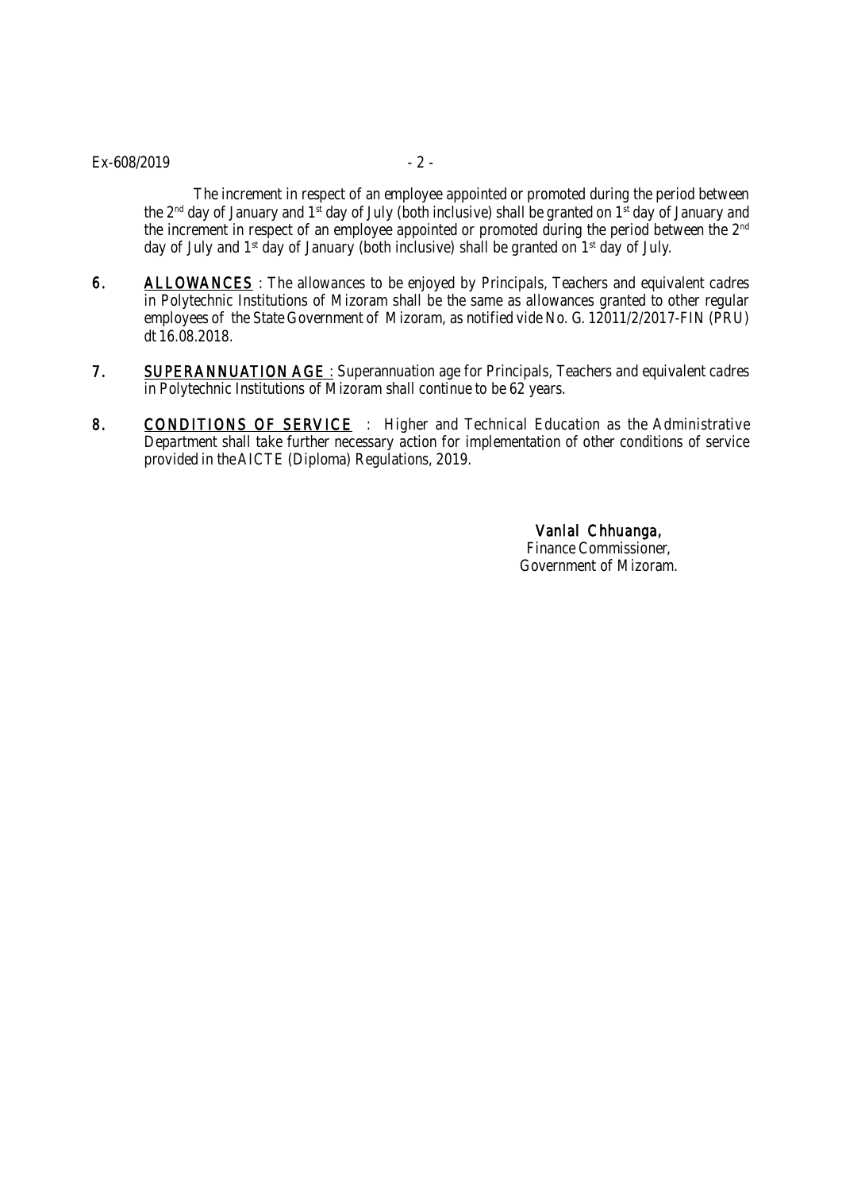The increment in respect of an employee appointed or promoted during the period between the 2nd day of January and 1st day of July (both inclusive) shall be granted on 1st day of January and the increment in respect of an employee appointed or promoted during the period between the 2nd day of July and 1st day of January (both inclusive) shall be granted on 1st day of July.

6. <u>ALLOWANCES</u> : The allowances to be enjoyed by Principals, Teachers and equivalent cadres in Polytechnic Institutions of Mizoram shall be the same as allowances granted to other regular employees of the State Government of Mizoram, as notified vide No. G. 12011/2/2017-FIN (PRU) dt 16.08.2018.

7. <u>SUPERANNUATION AGE</u> : Superannuation age for Principals, Teachers and equivalent cadres in Polytechnic Institutions of Mizoram shall continue to be 62 years.

8. <u>CONDITIONS OF SERVICE</u> : Higher and Technical Education as the Administrative Department shall take further necessary action for implementation of other conditions of service provided in the AICTE (Diploma) Regulations, 2019.

Vanlal Chhuanga,
Finance Commissioner,
Government of Mizoram.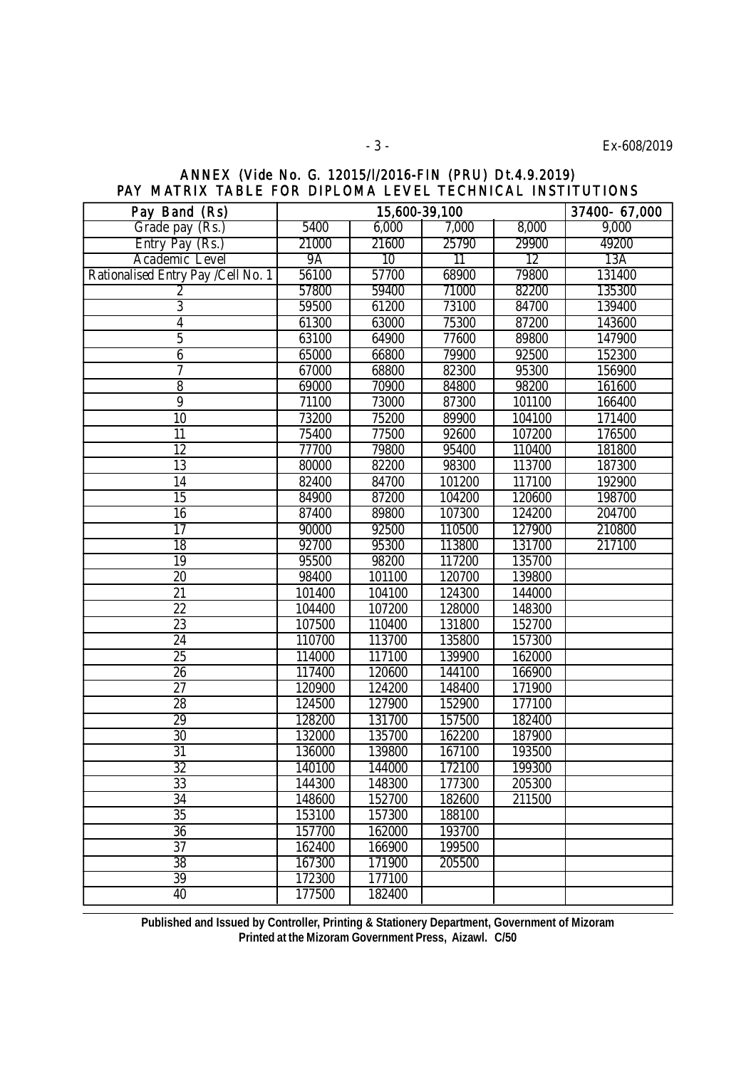## ANNEX (Vide No. G. 12015/I/2016-FIN (PRU) Dt.4.9.2019)
## PAY MATRIX TABLE FOR DIPLOMA LEVEL TECHNICAL INSTITUTIONS

| Pay Band (Rs) | 15,600-39,100 | | | | 37400- 67,000 |
|---|---|---|---|---|---|
| Grade pay (Rs.) | 5400 | 6,000 | 7,000 | 8,000 | 9,000 |
| Entry Pay (Rs.) | 21000 | 21600 | 25790 | 29900 | 49200 |
| Academic Level | 9A | 10 | 11 | 12 | 13A |
| Rationalised Entry Pay /Cell No. 1 | 56100 | 57700 | 68900 | 79800 | 131400 |
| 2 | 57800 | 59400 | 71000 | 82200 | 135300 |
| 3 | 59500 | 61200 | 73100 | 84700 | 139400 |
| 4 | 61300 | 63000 | 75300 | 87200 | 143600 |
| 5 | 63100 | 64900 | 77600 | 89800 | 147900 |
| 6 | 65000 | 66800 | 79900 | 92500 | 152300 |
| 7 | 67000 | 68800 | 82300 | 95300 | 156900 |
| 8 | 69000 | 70900 | 84800 | 98200 | 161600 |
| 9 | 71100 | 73000 | 87300 | 101100 | 166400 |
| 10 | 73200 | 75200 | 89900 | 104100 | 171400 |
| 11 | 75400 | 77500 | 92600 | 107200 | 176500 |
| 12 | 77700 | 79800 | 95400 | 110400 | 181800 |
| 13 | 80000 | 82200 | 98300 | 113700 | 187300 |
| 14 | 82400 | 84700 | 101200 | 117100 | 192900 |
| 15 | 84900 | 87200 | 104200 | 120600 | 198700 |
| 16 | 87400 | 89800 | 107300 | 124200 | 204700 |
| 17 | 90000 | 92500 | 110500 | 127900 | 210800 |
| 18 | 92700 | 95300 | 113800 | 131700 | 217100 |
| 19 | 95500 | 98200 | 117200 | 135700 | |
| 20 | 98400 | 101100 | 120700 | 139800 | |
| 21 | 101400 | 104100 | 124300 | 144000 | |
| 22 | 104400 | 107200 | 128000 | 148300 | |
| 23 | 107500 | 110400 | 131800 | 152700 | |
| 24 | 110700 | 113700 | 135800 | 157300 | |
| 25 | 114000 | 117100 | 139900 | 162000 | |
| 26 | 117400 | 120600 | 144100 | 166900 | |
| 27 | 120900 | 124200 | 148400 | 171900 | |
| 28 | 124500 | 127900 | 152900 | 177100 | |
| 29 | 128200 | 131700 | 157500 | 182400 | |
| 30 | 132000 | 135700 | 162200 | 187900 | |
| 31 | 136000 | 139800 | 167100 | 193500 | |
| 32 | 140100 | 144000 | 172100 | 199300 | |
| 33 | 144300 | 148300 | 177300 | 205300 | |
| 34 | 148600 | 152700 | 182600 | 211500 | |
| 35 | 153100 | 157300 | 188100 | | |
| 36 | 157700 | 162000 | 193700 | | |
| 37 | 162400 | 166900 | 199500 | | |
| 38 | 167300 | 171900 | 205500 | | |
| 39 | 172300 | 177100 | | | |
| 40 | 177500 | 182400 | | | |

**Published and Issued by Controller, Printing & Stationery Department, Government of Mizoram**
**Printed at the Mizoram Government Press, Aizawl. C/50**